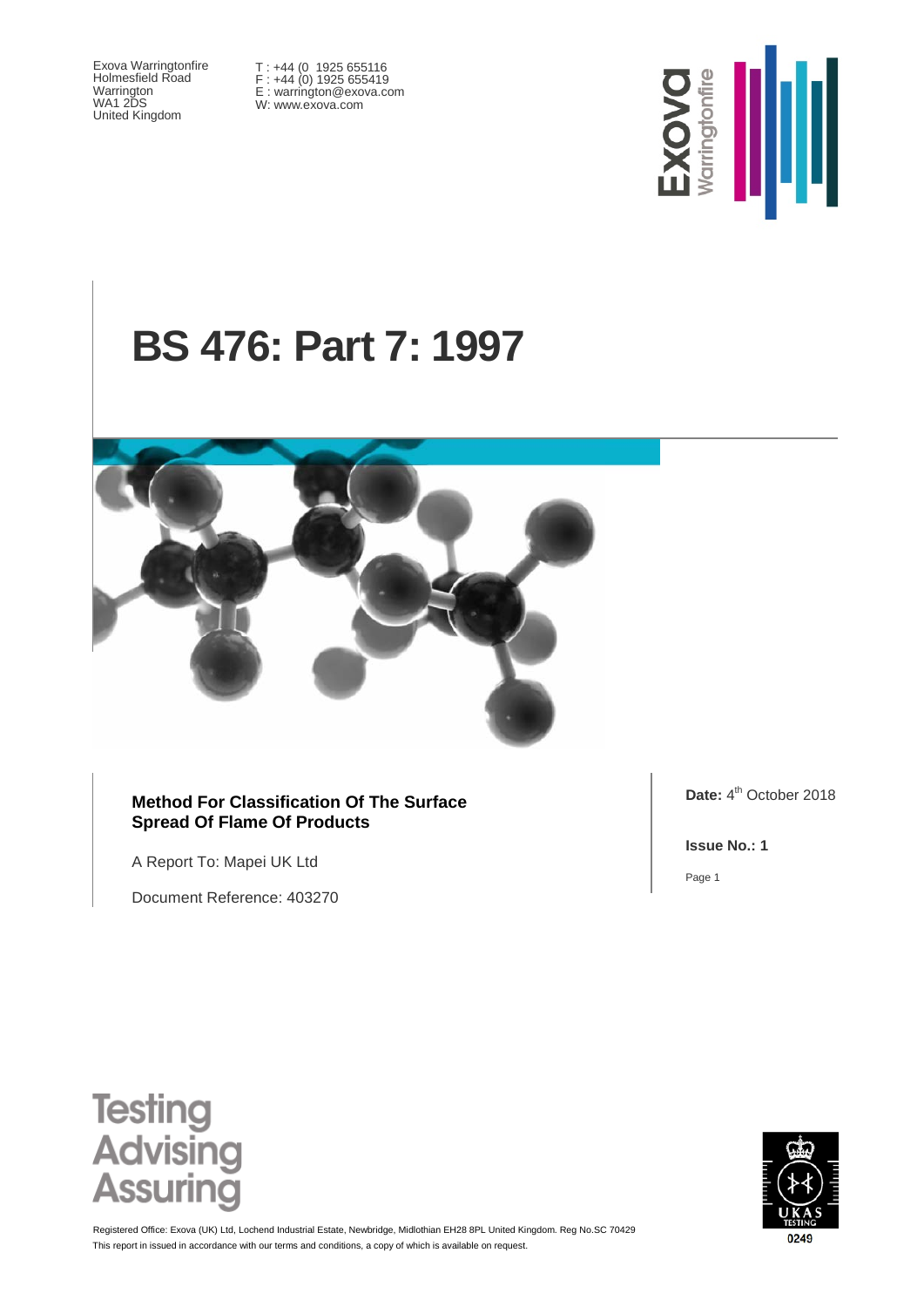Exova Warringtonfire
Holmesfield Road
Warrington
WA1 2DS
United Kingdom

T : +44 (0 1925 655116
F : +44 (0) 1925 655419
E : warrington@exova.com
W: www.exova.com

# BS 476: Part 7: 1997

**Method For Classification Of The Surface Spread Of Flame Of Products**

A Report To: Mapei UK Ltd

Document Reference: 403270

**Date:** 4th October 2018

**Issue No.: 1**

Testing
Advising
Assuring

Registered Office: Exova (UK) Ltd, Lochend Industrial Estate, Newbridge, Midlothian EH28 8PL United Kingdom. Reg No.SC 70429
This report in issued in accordance with our terms and conditions, a copy of which is available on request.

UKAS TESTING 0249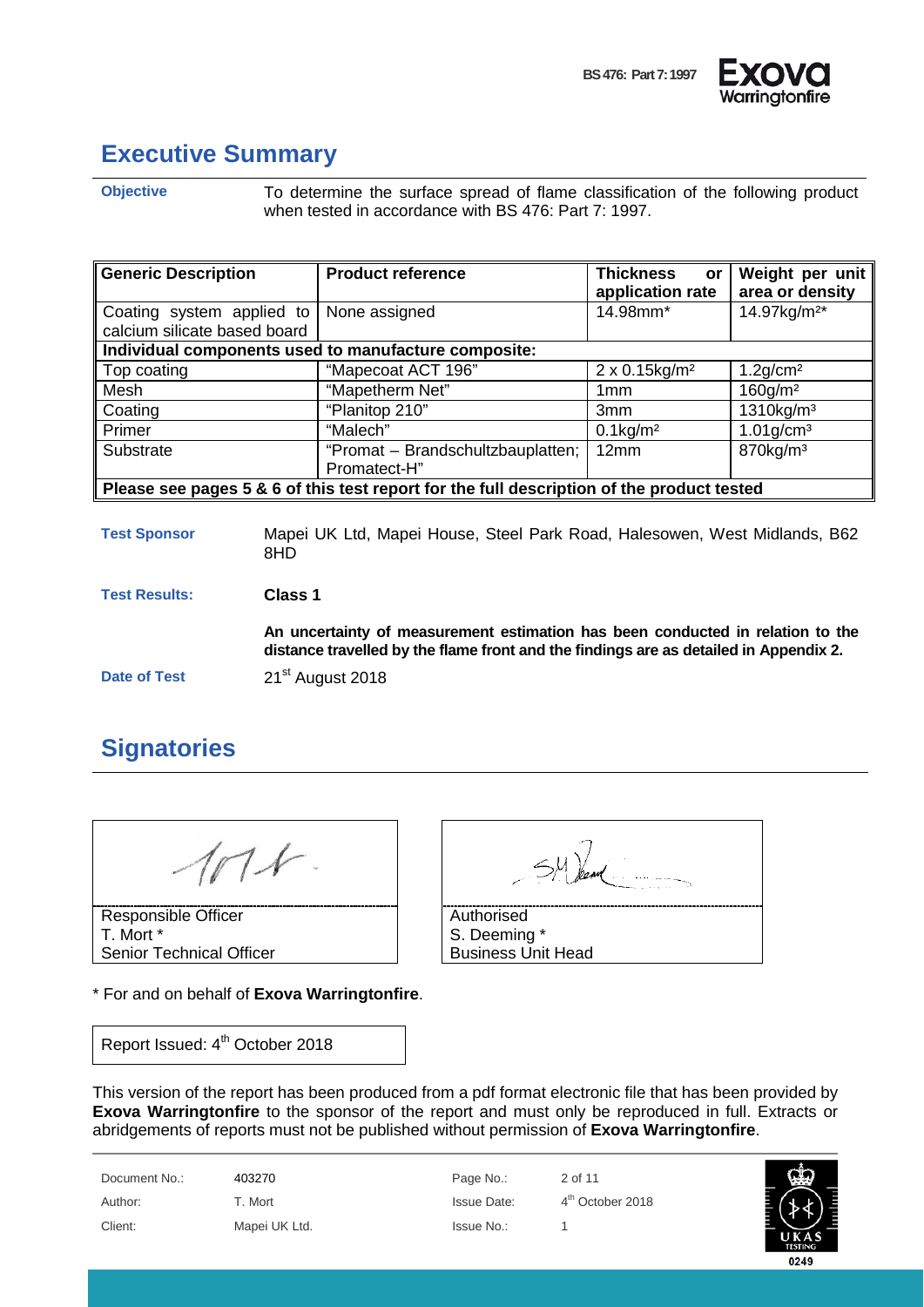## Executive Summary

**Objective**

To determine the surface spread of flame classification of the following product when tested in accordance with BS 476: Part 7: 1997.

| Generic Description | Product reference | Thickness or application rate | Weight per unit area or density |
|---|---|---|---|
| Coating system applied to calcium silicate based board | None assigned | 14.98mm* | 14.97kg/m²* |
| **Individual components used to manufacture composite:** | | | |
| Top coating | "Mapecoat ACT 196" | 2 x 0.15kg/m² | 1.2g/cm² |
| Mesh | "Mapetherm Net" | 1mm | 160g/m² |
| Coating | "Planitop 210" | 3mm | 1310kg/m³ |
| Primer | "Malech" | 0.1kg/m² | 1.01g/cm³ |
| Substrate | "Promat – Brandschultzbauplatten; Promatect-H" | 12mm | 870kg/m³ |
| **Please see pages 5 & 6 of this test report for the full description of the product tested** | | | |

**Test Sponsor**

Mapei UK Ltd, Mapei House, Steel Park Road, Halesowen, West Midlands, B62 8HD

**Test Results:**

**Class 1**

**An uncertainty of measurement estimation has been conducted in relation to the distance travelled by the flame front and the findings are as detailed in Appendix 2.**

**Date of Test**

21st August 2018

## Signatories

| Responsible Officer | Authorised |
|---|---|
| T. Mort * | S. Deeming * |
| Senior Technical Officer | Business Unit Head |

\* For and on behalf of **Exova Warringtonfire**.

Report Issued: 4th October 2018

This version of the report has been produced from a pdf format electronic file that has been provided by **Exova Warringtonfire** to the sponsor of the report and must only be reproduced in full. Extracts or abridgements of reports must not be published without permission of **Exova Warringtonfire**.

| Document No.: | 403270 | Page No.: | 2 of 11 |
|---|---|---|---|
| Author: | T. Mort | Issue Date: | 4th October 2018 |
| Client: | Mapei UK Ltd. | Issue No.: | 1 |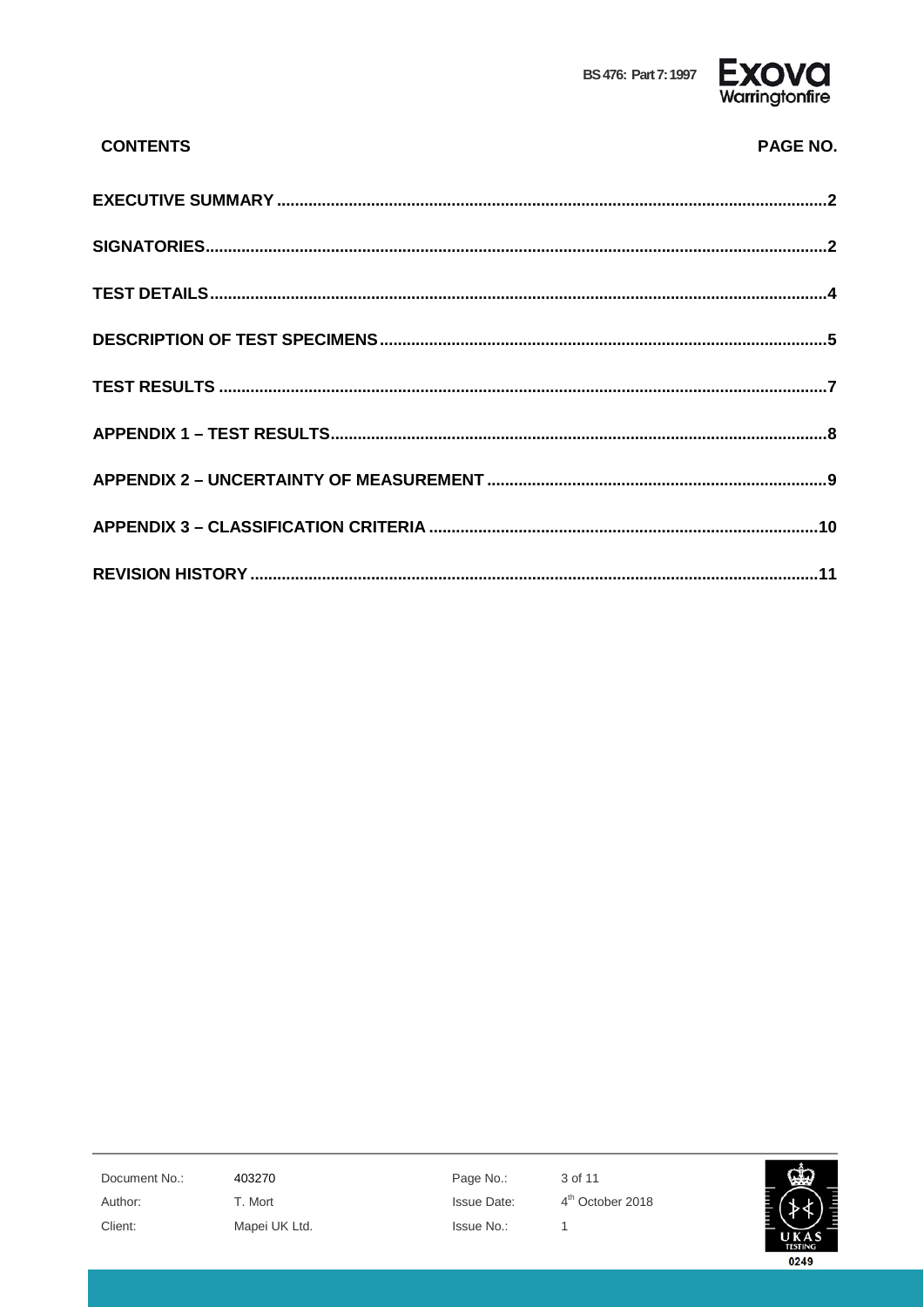## CONTENTS

| | PAGE NO. |
|---|---|
| **EXECUTIVE SUMMARY** | **2** |
| **SIGNATORIES** | **2** |
| **TEST DETAILS** | **4** |
| **DESCRIPTION OF TEST SPECIMENS** | **5** |
| **TEST RESULTS** | **7** |
| **APPENDIX 1 – TEST RESULTS** | **8** |
| **APPENDIX 2 – UNCERTAINTY OF MEASUREMENT** | **9** |
| **APPENDIX 3 – CLASSIFICATION CRITERIA** | **10** |
| **REVISION HISTORY** | **11** |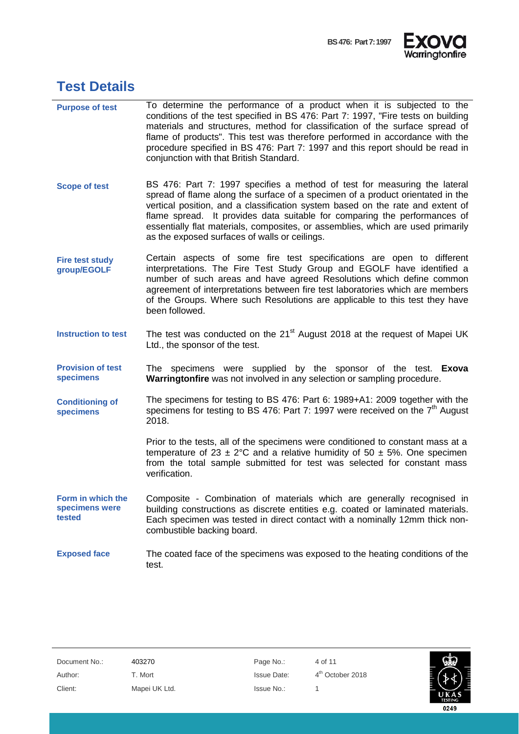# Test Details

**Purpose of test**

To determine the performance of a product when it is subjected to the conditions of the test specified in BS 476: Part 7: 1997, "Fire tests on building materials and structures, method for classification of the surface spread of flame of products". This test was therefore performed in accordance with the procedure specified in BS 476: Part 7: 1997 and this report should be read in conjunction with that British Standard.

**Scope of test**

BS 476: Part 7: 1997 specifies a method of test for measuring the lateral spread of flame along the surface of a specimen of a product orientated in the vertical position, and a classification system based on the rate and extent of flame spread. It provides data suitable for comparing the performances of essentially flat materials, composites, or assemblies, which are used primarily as the exposed surfaces of walls or ceilings.

**Fire test study group/EGOLF**

Certain aspects of some fire test specifications are open to different interpretations. The Fire Test Study Group and EGOLF have identified a number of such areas and have agreed Resolutions which define common agreement of interpretations between fire test laboratories which are members of the Groups. Where such Resolutions are applicable to this test they have been followed.

**Instruction to test**

The test was conducted on the 21st August 2018 at the request of Mapei UK Ltd., the sponsor of the test.

**Provision of test specimens**

The specimens were supplied by the sponsor of the test. **Exova Warringtonfire** was not involved in any selection or sampling procedure.

**Conditioning of specimens**

The specimens for testing to BS 476: Part 6: 1989+A1: 2009 together with the specimens for testing to BS 476: Part 7: 1997 were received on the 7th August 2018.

Prior to the tests, all of the specimens were conditioned to constant mass at a temperature of 23 ± 2°C and a relative humidity of 50 ± 5%. One specimen from the total sample submitted for test was selected for constant mass verification.

**Form in which the specimens were tested**

Composite - Combination of materials which are generally recognised in building constructions as discrete entities e.g. coated or laminated materials. Each specimen was tested in direct contact with a nominally 12mm thick non-combustible backing board.

**Exposed face**

The coated face of the specimens was exposed to the heating conditions of the test.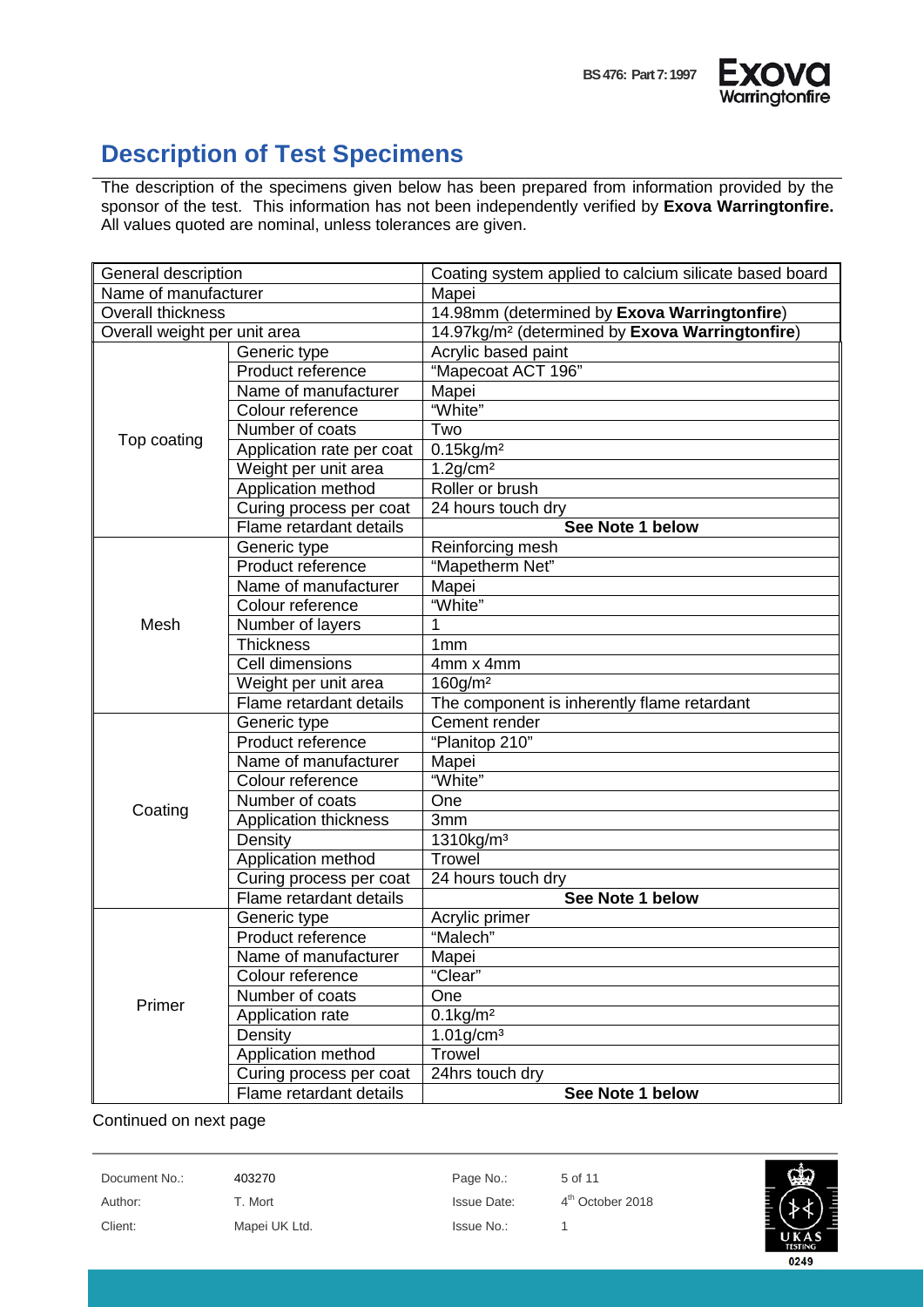# Description of Test Specimens

The description of the specimens given below has been prepared from information provided by the sponsor of the test. This information has not been independently verified by **Exova Warringtonfire.** All values quoted are nominal, unless tolerances are given.

| General description | | Coating system applied to calcium silicate based board |
|---|---|---|
| Name of manufacturer | | Mapei |
| Overall thickness | | 14.98mm (determined by **Exova Warringtonfire**) |
| Overall weight per unit area | | 14.97kg/m² (determined by **Exova Warringtonfire**) |
| Top coating | Generic type | Acrylic based paint |
| | Product reference | "Mapecoat ACT 196" |
| | Name of manufacturer | Mapei |
| | Colour reference | "White" |
| | Number of coats | Two |
| | Application rate per coat | 0.15kg/m² |
| | Weight per unit area | 1.2g/cm² |
| | Application method | Roller or brush |
| | Curing process per coat | 24 hours touch dry |
| | Flame retardant details | **See Note 1 below** |
| Mesh | Generic type | Reinforcing mesh |
| | Product reference | "Mapetherm Net" |
| | Name of manufacturer | Mapei |
| | Colour reference | "White" |
| | Number of layers | 1 |
| | Thickness | 1mm |
| | Cell dimensions | 4mm x 4mm |
| | Weight per unit area | 160g/m² |
| | Flame retardant details | The component is inherently flame retardant |
| Coating | Generic type | Cement render |
| | Product reference | "Planitop 210" |
| | Name of manufacturer | Mapei |
| | Colour reference | "White" |
| | Number of coats | One |
| | Application thickness | 3mm |
| | Density | 1310kg/m³ |
| | Application method | Trowel |
| | Curing process per coat | 24 hours touch dry |
| | Flame retardant details | **See Note 1 below** |
| Primer | Generic type | Acrylic primer |
| | Product reference | "Malech" |
| | Name of manufacturer | Mapei |
| | Colour reference | "Clear" |
| | Number of coats | One |
| | Application rate | 0.1kg/m² |
| | Density | 1.01g/cm³ |
| | Application method | Trowel |
| | Curing process per coat | 24hrs touch dry |
| | Flame retardant details | **See Note 1 below** |

Continued on next page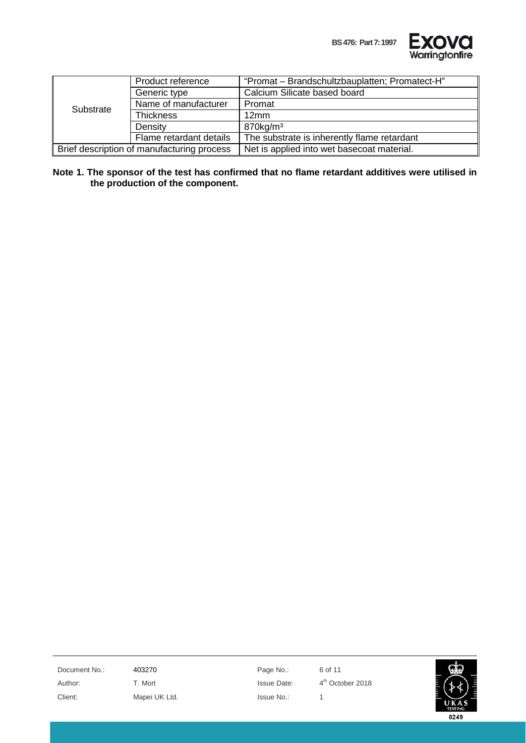| | | |
|---|---|---|
| Substrate | Product reference | "Promat – Brandschultzbauplatten; Promatect-H" |
| | Generic type | Calcium Silicate based board |
| | Name of manufacturer | Promat |
| | Thickness | 12mm |
| | Density | 870kg/m³ |
| | Flame retardant details | The substrate is inherently flame retardant |
| Brief description of manufacturing process | | Net is applied into wet basecoat material. |

**Note 1. The sponsor of the test has confirmed that no flame retardant additives were utilised in the production of the component.**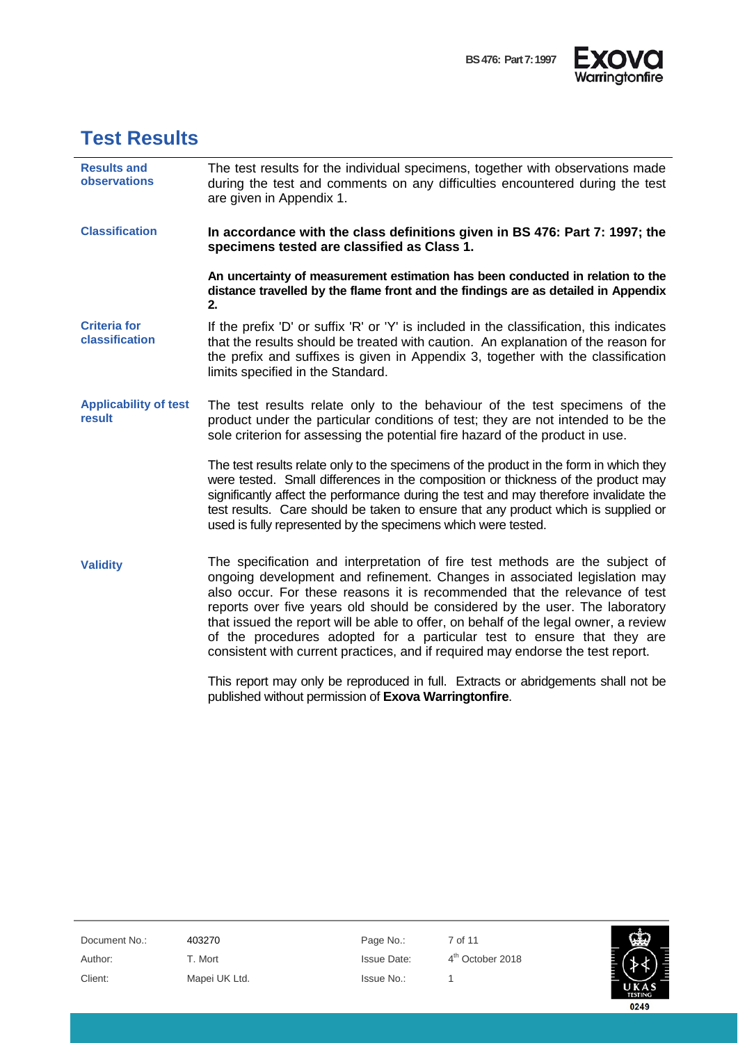## Test Results

**Results and observations**

The test results for the individual specimens, together with observations made during the test and comments on any difficulties encountered during the test are given in Appendix 1.

**Classification**

**In accordance with the class definitions given in BS 476: Part 7: 1997; the specimens tested are classified as Class 1.**

**An uncertainty of measurement estimation has been conducted in relation to the distance travelled by the flame front and the findings are as detailed in Appendix 2.**

**Criteria for classification**

If the prefix 'D' or suffix 'R' or 'Y' is included in the classification, this indicates that the results should be treated with caution. An explanation of the reason for the prefix and suffixes is given in Appendix 3, together with the classification limits specified in the Standard.

**Applicability of test result**

The test results relate only to the behaviour of the test specimens of the product under the particular conditions of test; they are not intended to be the sole criterion for assessing the potential fire hazard of the product in use.

The test results relate only to the specimens of the product in the form in which they were tested. Small differences in the composition or thickness of the product may significantly affect the performance during the test and may therefore invalidate the test results. Care should be taken to ensure that any product which is supplied or used is fully represented by the specimens which were tested.

**Validity**

The specification and interpretation of fire test methods are the subject of ongoing development and refinement. Changes in associated legislation may also occur. For these reasons it is recommended that the relevance of test reports over five years old should be considered by the user. The laboratory that issued the report will be able to offer, on behalf of the legal owner, a review of the procedures adopted for a particular test to ensure that they are consistent with current practices, and if required may endorse the test report.

This report may only be reproduced in full. Extracts or abridgements shall not be published without permission of **Exova Warringtonfire**.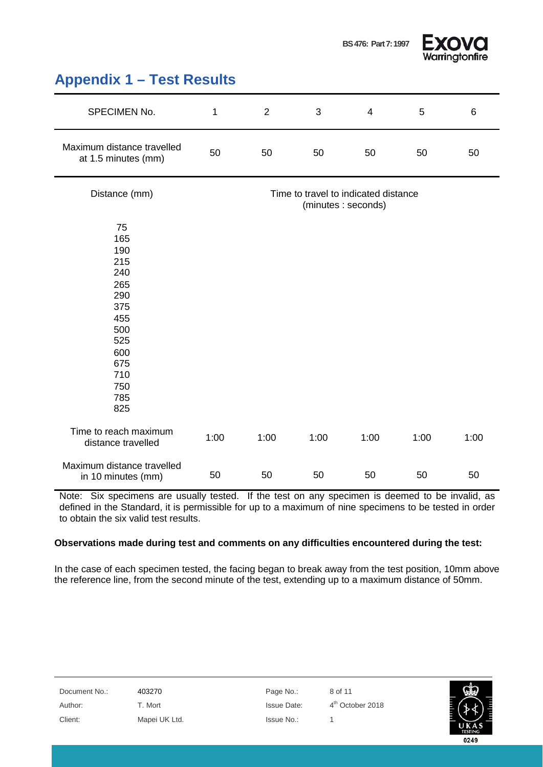## Appendix 1 – Test Results

| SPECIMEN No. | 1 | 2 | 3 | 4 | 5 | 6 |
|---|---|---|---|---|---|---|
| Maximum distance travelled at 1.5 minutes (mm) | 50 | 50 | 50 | 50 | 50 | 50 |
| Distance (mm) | Time to travel to indicated distance (minutes : seconds) | | | | | |
| 75 | | | | | | |
| 165 | | | | | | |
| 190 | | | | | | |
| 215 | | | | | | |
| 240 | | | | | | |
| 265 | | | | | | |
| 290 | | | | | | |
| 375 | | | | | | |
| 455 | | | | | | |
| 500 | | | | | | |
| 525 | | | | | | |
| 600 | | | | | | |
| 675 | | | | | | |
| 710 | | | | | | |
| 750 | | | | | | |
| 785 | | | | | | |
| 825 | | | | | | |
| Time to reach maximum distance travelled | 1:00 | 1:00 | 1:00 | 1:00 | 1:00 | 1:00 |
| Maximum distance travelled in 10 minutes (mm) | 50 | 50 | 50 | 50 | 50 | 50 |

Note: Six specimens are usually tested. If the test on any specimen is deemed to be invalid, as defined in the Standard, it is permissible for up to a maximum of nine specimens to be tested in order to obtain the six valid test results.

**Observations made during test and comments on any difficulties encountered during the test:**

In the case of each specimen tested, the facing began to break away from the test position, 10mm above the reference line, from the second minute of the test, extending up to a maximum distance of 50mm.

| | | | |
|---|---|---|---|
| Document No.: | 403270 | Page No.: | 8 of 11 |
| Author: | T. Mort | Issue Date: | 4th October 2018 |
| Client: | Mapei UK Ltd. | Issue No.: | 1 |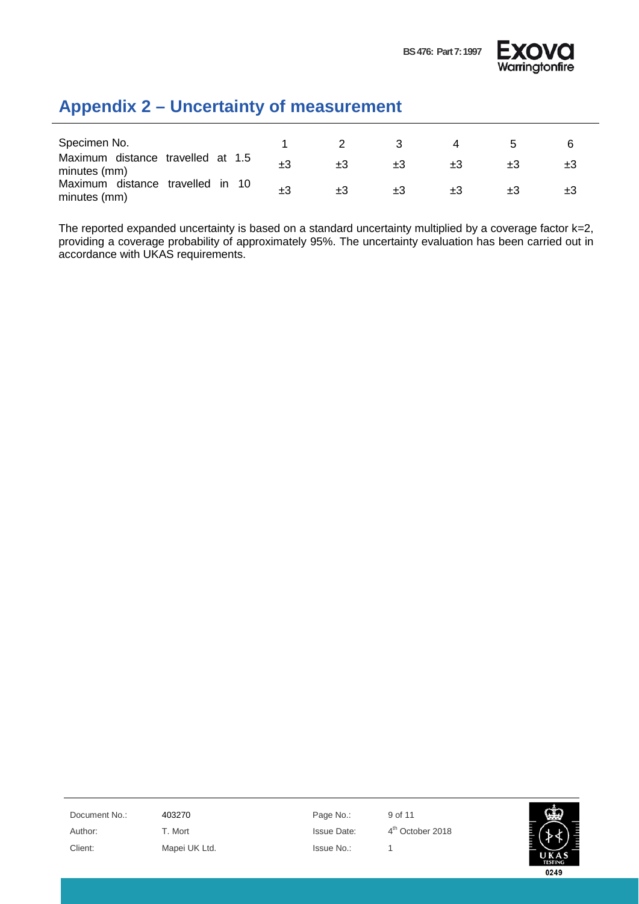## Appendix 2 – Uncertainty of measurement

| Specimen No. | 1 | 2 | 3 | 4 | 5 | 6 |
|---|---|---|---|---|---|---|
| Maximum distance travelled at 1.5 minutes (mm) | ±3 | ±3 | ±3 | ±3 | ±3 | ±3 |
| Maximum distance travelled in 10 minutes (mm) | ±3 | ±3 | ±3 | ±3 | ±3 | ±3 |

The reported expanded uncertainty is based on a standard uncertainty multiplied by a coverage factor k=2, providing a coverage probability of approximately 95%. The uncertainty evaluation has been carried out in accordance with UKAS requirements.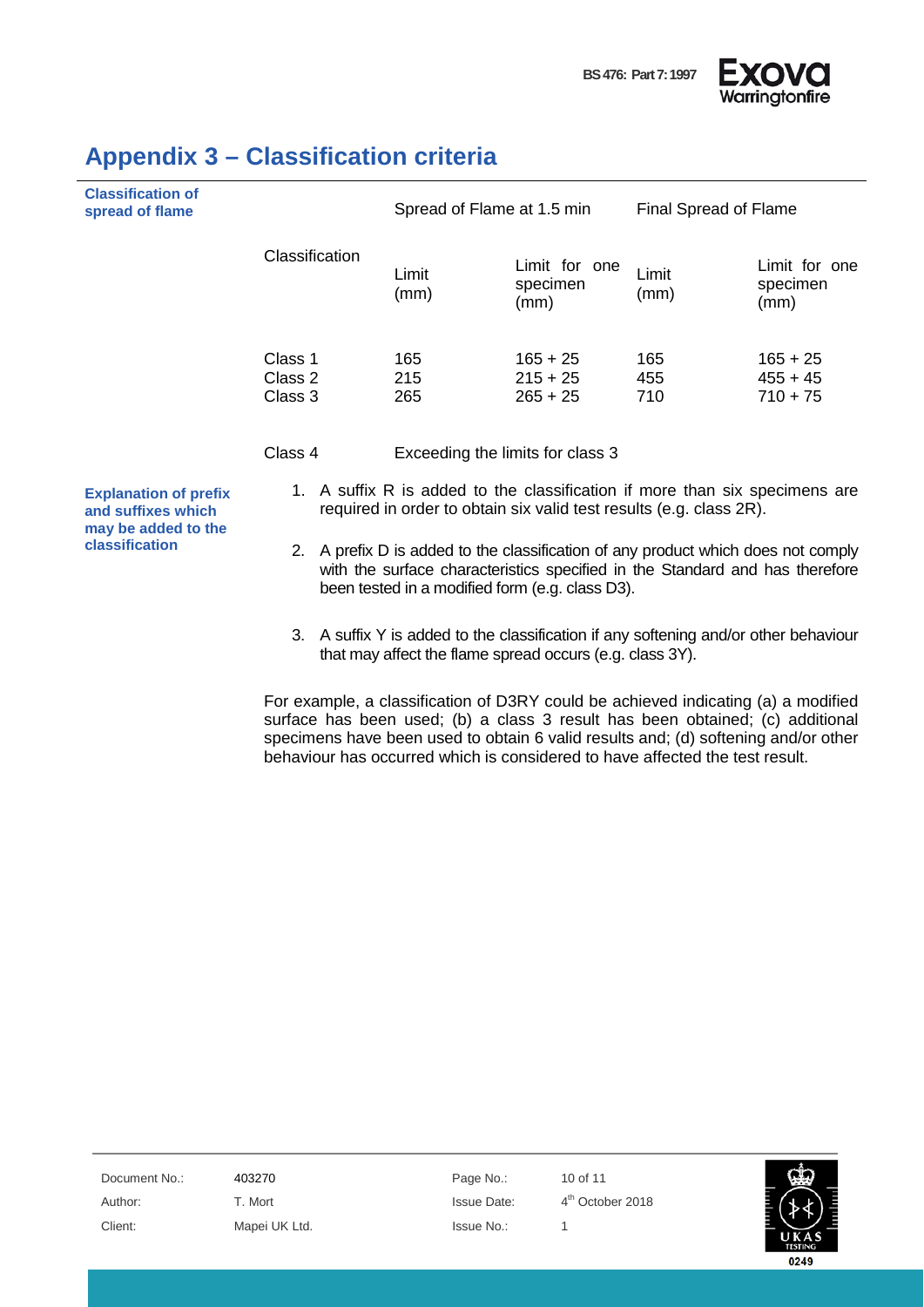## Appendix 3 – Classification criteria

**Classification of spread of flame**

| Classification | Spread of Flame at 1.5 min | | Final Spread of Flame | |
|---|---|---|---|---|
| | Limit (mm) | Limit for one specimen (mm) | Limit (mm) | Limit for one specimen (mm) |
| Class 1 | 165 | 165 + 25 | 165 | 165 + 25 |
| Class 2 | 215 | 215 + 25 | 455 | 455 + 45 |
| Class 3 | 265 | 265 + 25 | 710 | 710 + 75 |
| Class 4 | Exceeding the limits for class 3 | | | |

**Explanation of prefix and suffixes which may be added to the classification**

1. A suffix R is added to the classification if more than six specimens are required in order to obtain six valid test results (e.g. class 2R).
2. A prefix D is added to the classification of any product which does not comply with the surface characteristics specified in the Standard and has therefore been tested in a modified form (e.g. class D3).
3. A suffix Y is added to the classification if any softening and/or other behaviour that may affect the flame spread occurs (e.g. class 3Y).

For example, a classification of D3RY could be achieved indicating (a) a modified surface has been used; (b) a class 3 result has been obtained; (c) additional specimens have been used to obtain 6 valid results and; (d) softening and/or other behaviour has occurred which is considered to have affected the test result.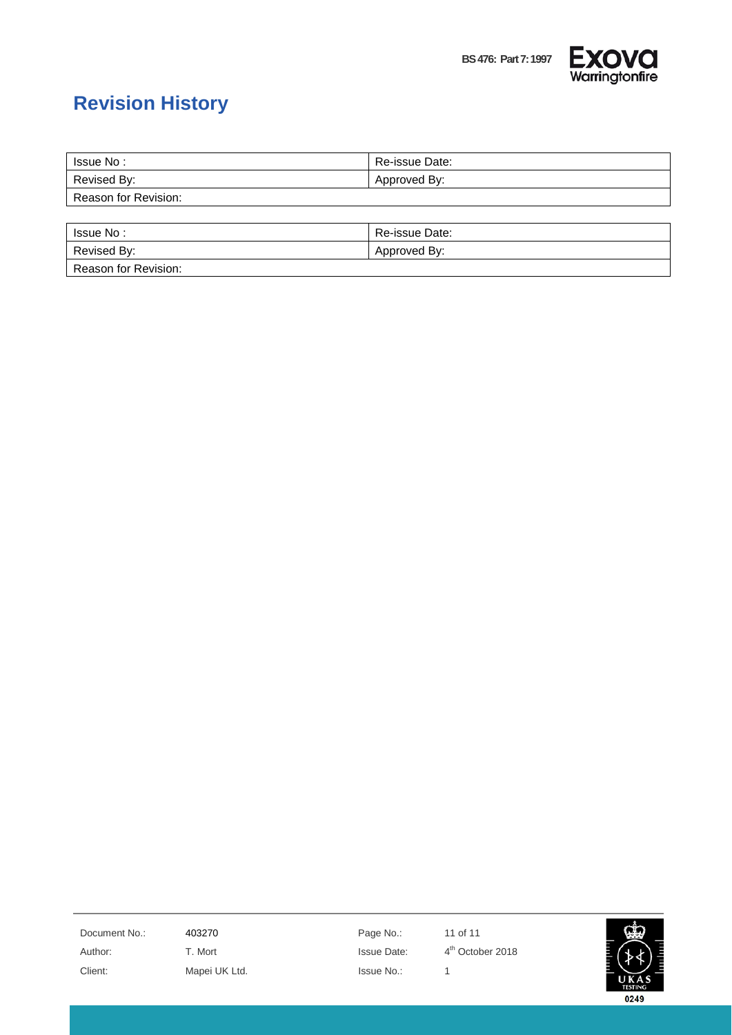# Revision History

| | |
|---|---|
| Issue No : | Re-issue Date: |
| Revised By: | Approved By: |
| Reason for Revision: | |

| | |
|---|---|
| Issue No : | Re-issue Date: |
| Revised By: | Approved By: |
| Reason for Revision: | |